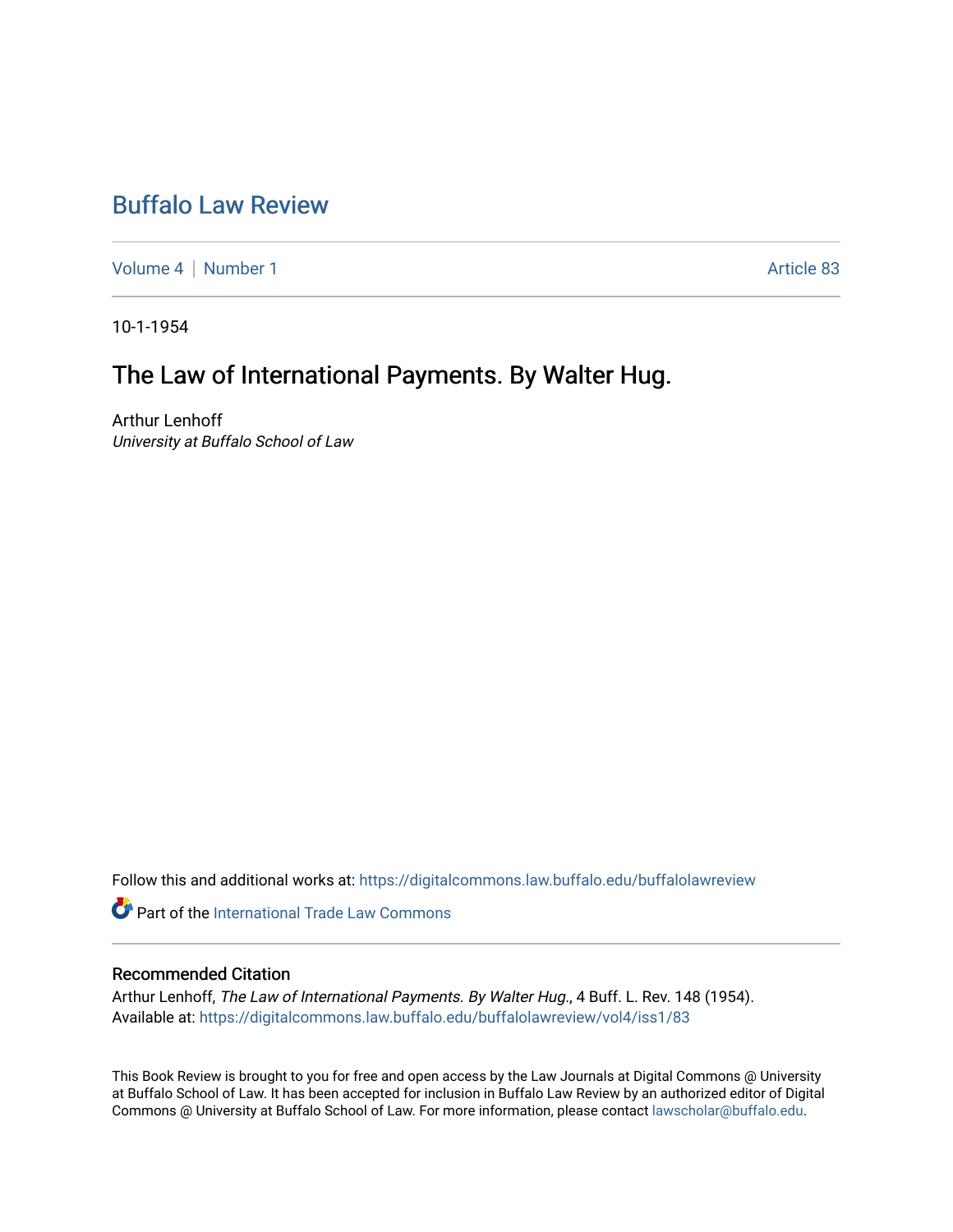# Buffalo Law Review

Volume 4 | Number 1 — Article 83

10-1-1954

## The Law of International Payments. By Walter Hug.

Arthur Lenhoff
*University at Buffalo School of Law*

Follow this and additional works at: https://digitalcommons.law.buffalo.edu/buffalolawreview

Part of the International Trade Law Commons

### Recommended Citation

Arthur Lenhoff, *The Law of International Payments. By Walter Hug.*, 4 Buff. L. Rev. 148 (1954).
Available at: https://digitalcommons.law.buffalo.edu/buffalolawreview/vol4/iss1/83

This Book Review is brought to you for free and open access by the Law Journals at Digital Commons @ University at Buffalo School of Law. It has been accepted for inclusion in Buffalo Law Review by an authorized editor of Digital Commons @ University at Buffalo School of Law. For more information, please contact lawscholar@buffalo.edu.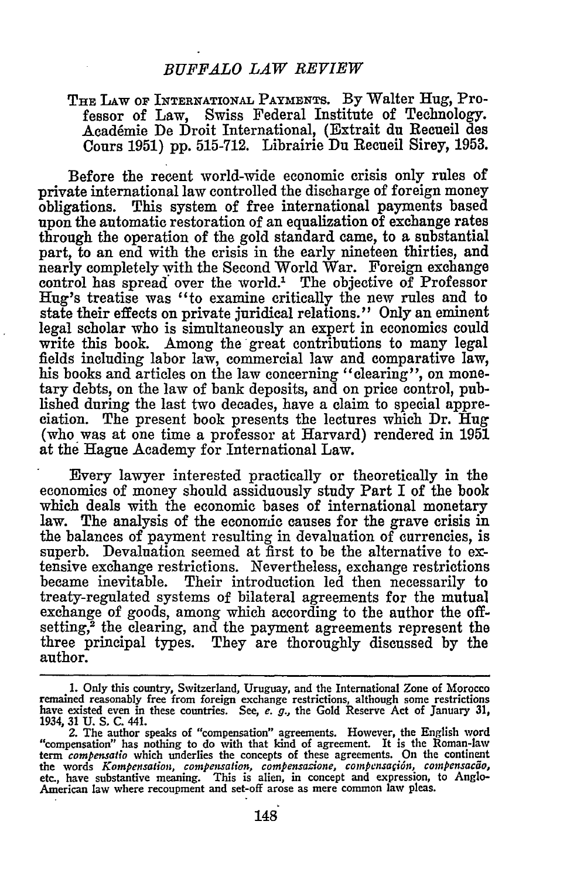THE LAW OF INTERNATIONAL PAYMENTS. By Walter Hug, Professor of Law, Swiss Federal Institute of Technology. Académie De Droit International, (Extrait du Recueil des Cours 1951) pp. 515-712. Librairie Du Recueil Sirey, 1953.

Before the recent world-wide economic crisis only rules of private international law controlled the discharge of foreign money obligations. This system of free international payments based upon the automatic restoration of an equalization of exchange rates through the operation of the gold standard came, to a substantial part, to an end with the crisis in the early nineteen thirties, and nearly completely with the Second World War. Foreign exchange control has spread over the world.[1] The objective of Professor Hug's treatise was "to examine critically the new rules and to state their effects on private juridical relations." Only an eminent legal scholar who is simultaneously an expert in economics could write this book. Among the great contributions to many legal fields including labor law, commercial law and comparative law, his books and articles on the law concerning "clearing", on monetary debts, on the law of bank deposits, and on price control, published during the last two decades, have a claim to special appreciation. The present book presents the lectures which Dr. Hug (who was at one time a professor at Harvard) rendered in 1951 at the Hague Academy for International Law.

Every lawyer interested practically or theoretically in the economics of money should assiduously study Part I of the book which deals with the economic bases of international monetary law. The analysis of the economic causes for the grave crisis in the balances of payment resulting in devaluation of currencies, is superb. Devaluation seemed at first to be the alternative to extensive exchange restrictions. Nevertheless, exchange restrictions became inevitable. Their introduction led then necessarily to treaty-regulated systems of bilateral agreements for the mutual exchange of goods, among which according to the author the offsetting,[2] the clearing, and the payment agreements represent the three principal types. They are thoroughly discussed by the author.

---

1. Only this country, Switzerland, Uruguay, and the International Zone of Morocco remained reasonably free from foreign exchange restrictions, although some restrictions have existed even in these countries. See, *e. g.*, the Gold Reserve Act of January 31, 1934, 31 U. S. C. 441.

2. The author speaks of "compensation" agreements. However, the English word "compensation" has nothing to do with that kind of agreement. It is the Roman-law term *compensatio* which underlies the concepts of these agreements. On the continent the words *Kompensation, compensation, compensazione, compensación, compensacão,* etc., have substantive meaning. This is alien, in concept and expression, to Anglo-American law where recoupment and set-off arose as mere common law pleas.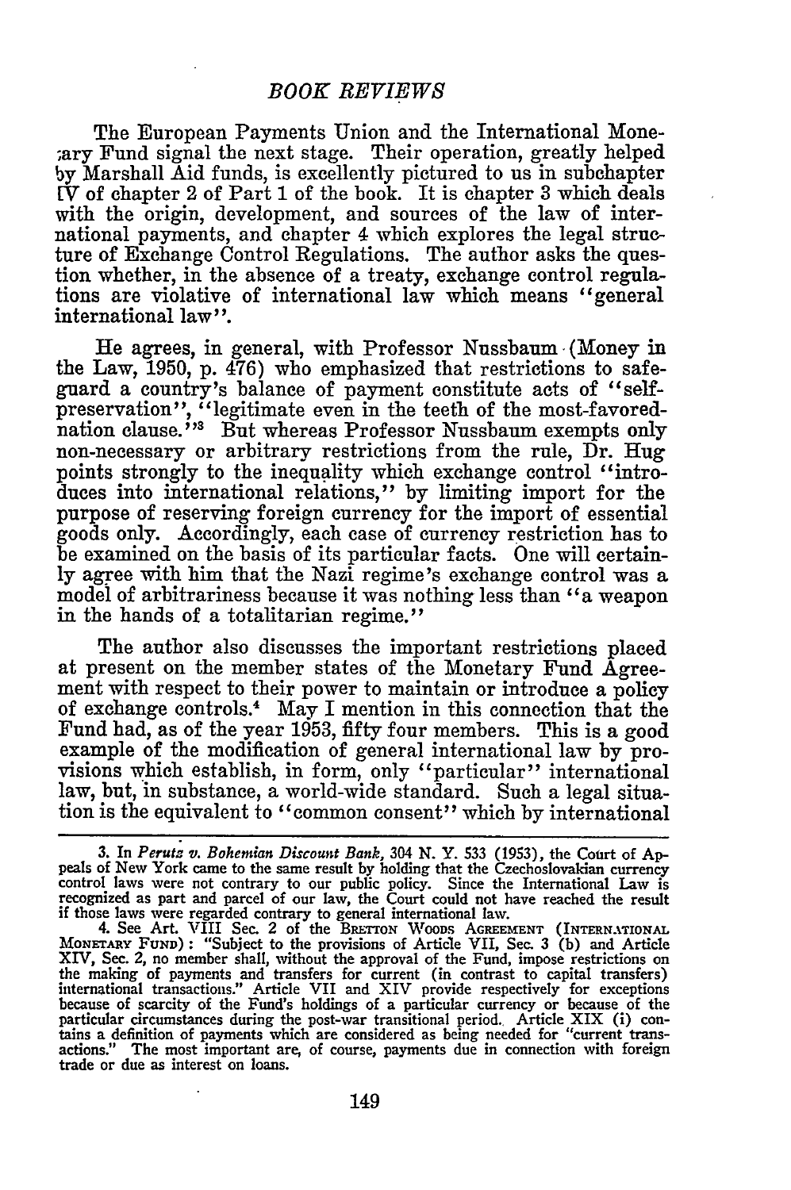The European Payments Union and the International Monetary Fund signal the next stage. Their operation, greatly helped by Marshall Aid funds, is excellently pictured to us in subchapter IV of chapter 2 of Part 1 of the book. It is chapter 3 which deals with the origin, development, and sources of the law of international payments, and chapter 4 which explores the legal structure of Exchange Control Regulations. The author asks the question whether, in the absence of a treaty, exchange control regulations are violative of international law which means "general international law".

He agrees, in general, with Professor Nussbaum (Money in the Law, 1950, p. 476) who emphasized that restrictions to safeguard a country's balance of payment constitute acts of "self-preservation", "legitimate even in the teeth of the most-favored-nation clause."[3] But whereas Professor Nussbaum exempts only non-necessary or arbitrary restrictions from the rule, Dr. Hug points strongly to the inequality which exchange control "introduces into international relations," by limiting import for the purpose of reserving foreign currency for the import of essential goods only. Accordingly, each case of currency restriction has to be examined on the basis of its particular facts. One will certainly agree with him that the Nazi regime's exchange control was a model of arbitrariness because it was nothing less than "a weapon in the hands of a totalitarian regime."

The author also discusses the important restrictions placed at present on the member states of the Monetary Fund Agreement with respect to their power to maintain or introduce a policy of exchange controls.[4] May I mention in this connection that the Fund had, as of the year 1953, fifty four members. This is a good example of the modification of general international law by provisions which establish, in form, only "particular" international law, but, in substance, a world-wide standard. Such a legal situation is the equivalent to "common consent" which by international

---

3. In *Perutz v. Bohemian Discount Bank*, 304 N. Y. 533 (1953), the Court of Appeals of New York came to the same result by holding that the Czechoslovakian currency control laws were not contrary to our public policy. Since the International Law is recognized as part and parcel of our law, the Court could not have reached the result if those laws were regarded contrary to general international law.

4. See Art. VIII Sec. 2 of the BRETTON WOODS AGREEMENT (INTERNATIONAL MONETARY FUND): "Subject to the provisions of Article VII, Sec. 3 (b) and Article XIV, Sec. 2, no member shall, without the approval of the Fund, impose restrictions on the making of payments and transfers for current (in contrast to capital transfers) international transactions." Article VII and XIV provide respectively for exceptions because of scarcity of the Fund's holdings of a particular currency or because of the particular circumstances during the post-war transitional period. Article XIX (i) contains a definition of payments which are considered as being needed for "current transactions." The most important are, of course, payments due in connection with foreign trade or due as interest on loans.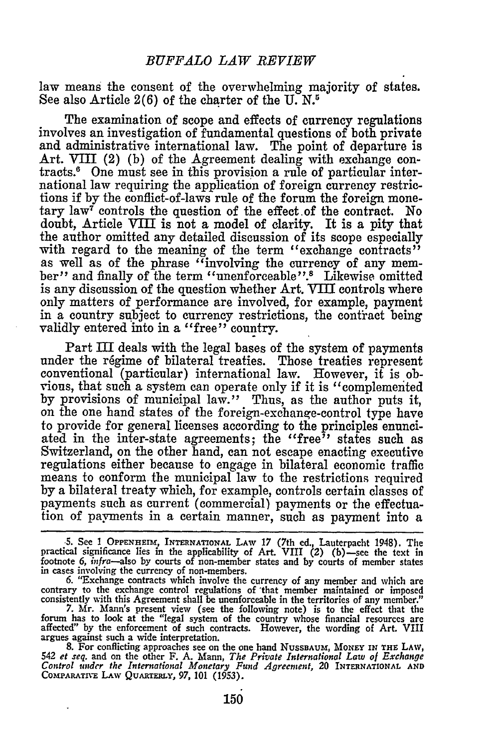law means the consent of the overwhelming majority of states. See also Article 2(6) of the charter of the U. N.[5]

The examination of scope and effects of currency regulations involves an investigation of fundamental questions of both private and administrative international law. The point of departure is Art. VIII (2) (b) of the Agreement dealing with exchange contracts.[6] One must see in this provision a rule of particular international law requiring the application of foreign currency restrictions if by the conflict-of-laws rule of the forum the foreign monetary law[7] controls the question of the effect of the contract. No doubt, Article VIII is not a model of clarity. It is a pity that the author omitted any detailed discussion of its scope especially with regard to the meaning of the term "exchange contracts" as well as of the phrase "involving the currency of any member" and finally of the term "unenforceable".[8] Likewise omitted is any discussion of the question whether Art. VIII controls where only matters of performance are involved, for example, payment in a country subject to currency restrictions, the contract being validly entered into in a "free" country.

Part III deals with the legal bases of the system of payments under the régime of bilateral treaties. Those treaties represent conventional (particular) international law. However, it is obvious, that such a system can operate only if it is "complemented by provisions of municipal law." Thus, as the author puts it, on the one hand states of the foreign-exchange-control type have to provide for general licenses according to the principles enunciated in the inter-state agreements; the "free" states such as Switzerland, on the other hand, can not escape enacting executive regulations either because to engage in bilateral economic traffic means to conform the municipal law to the restrictions required by a bilateral treaty which, for example, controls certain classes of payments such as current (commercial) payments or the effectuation of payments in a certain manner, such as payment into a

5. See 1 Oppenheim, International Law 17 (7th ed., Lauterpacht 1948). The practical significance lies in the applicability of Art. VIII (2) (b)—see the text in footnote 6, *infra*—also by courts of non-member states and by courts of member states in cases involving the currency of non-members.

6. "Exchange contracts which involve the currency of any member and which are contrary to the exchange control regulations of that member maintained or imposed consistently with this Agreement shall be unenforceable in the territories of any member."

7. Mr. Mann's present view (see the following note) is to the effect that the forum has to look at the "legal system of the country whose financial resources are affected" by the enforcement of such contracts. However, the wording of Art. VIII argues against such a wide interpretation.

8. For conflicting approaches see on the one hand Nussbaum, Money in the Law, 542 *et seq.* and on the other F. A. Mann, *The Private International Law of Exchange Control under the International Monetary Fund Agreement*, 20 International and Comparative Law Quarterly, 97, 101 (1953).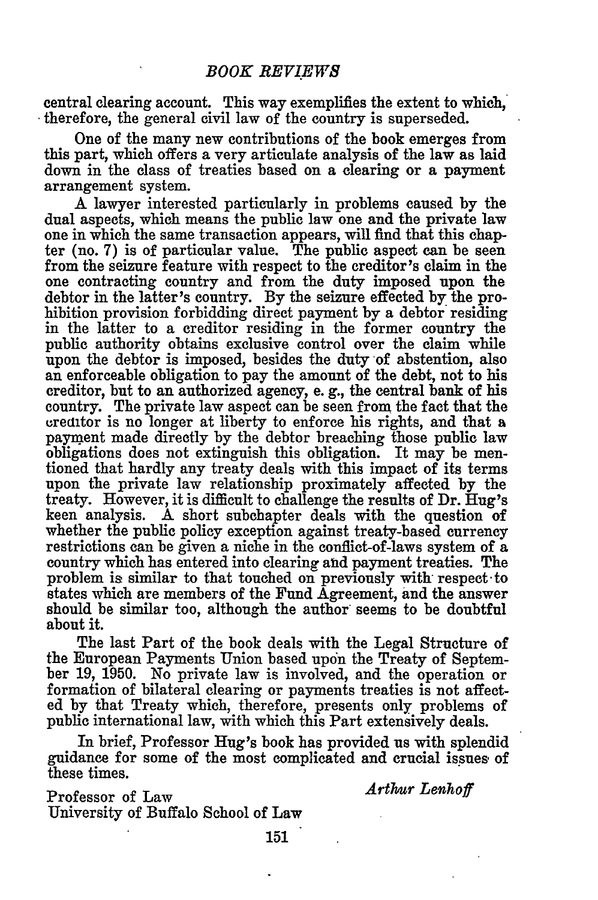central clearing account. This way exemplifies the extent to which, therefore, the general civil law of the country is superseded.

One of the many new contributions of the book emerges from this part, which offers a very articulate analysis of the law as laid down in the class of treaties based on a clearing or a payment arrangement system.

A lawyer interested particularly in problems caused by the dual aspects, which means the public law one and the private law one in which the same transaction appears, will find that this chapter (no. 7) is of particular value. The public aspect can be seen from the seizure feature with respect to the creditor's claim in the one contracting country and from the duty imposed upon the debtor in the latter's country. By the seizure effected by the prohibition provision forbidding direct payment by a debtor residing in the latter to a creditor residing in the former country the public authority obtains exclusive control over the claim while upon the debtor is imposed, besides the duty of abstention, also an enforceable obligation to pay the amount of the debt, not to his creditor, but to an authorized agency, e. g., the central bank of his country. The private law aspect can be seen from the fact that the creditor is no longer at liberty to enforce his rights, and that a payment made directly by the debtor breaching those public law obligations does not extinguish this obligation. It may be mentioned that hardly any treaty deals with this impact of its terms upon the private law relationship proximately affected by the treaty. However, it is difficult to challenge the results of Dr. Hug's keen analysis. A short subchapter deals with the question of whether the public policy exception against treaty-based currency restrictions can be given a niche in the conflict-of-laws system of a country which has entered into clearing and payment treaties. The problem is similar to that touched on previously with respect to states which are members of the Fund Agreement, and the answer should be similar too, although the author seems to be doubtful about it.

The last Part of the book deals with the Legal Structure of the European Payments Union based upon the Treaty of September 19, 1950. No private law is involved, and the operation or formation of bilateral clearing or payments treaties is not affected by that Treaty which, therefore, presents only problems of public international law, with which this Part extensively deals.

In brief, Professor Hug's book has provided us with splendid guidance for some of the most complicated and crucial issues of these times.

*Arthur Lenhoff*

Professor of Law
University of Buffalo School of Law